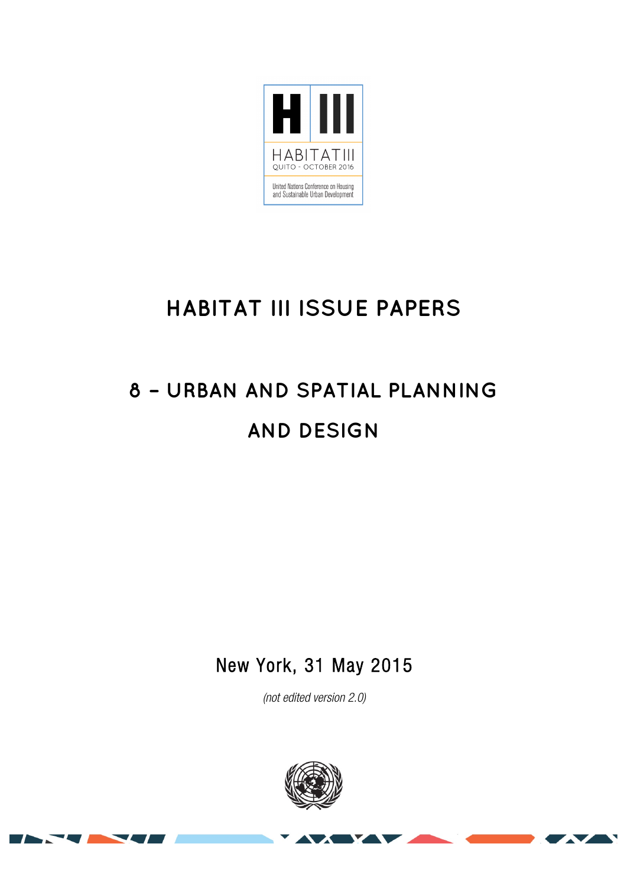HABITAT III

QUITO - OCTOBER 2016

United Nations Conference on Housing and Sustainable Urban Development

# HABITAT III ISSUE PAPERS

# 8 – URBAN AND SPATIAL PLANNING AND DESIGN

New York, 31 May 2015

*(not edited version 2.0)*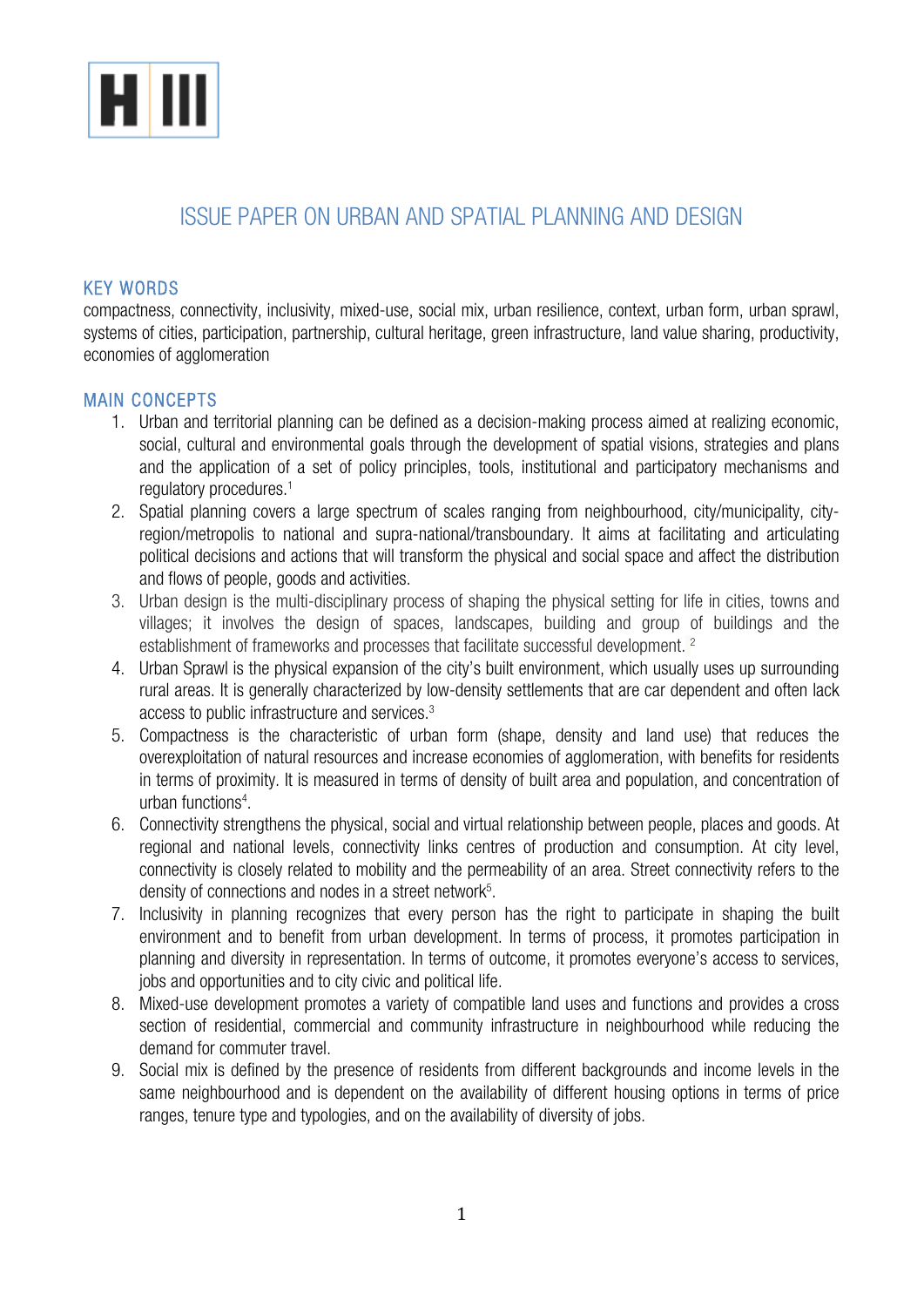# ISSUE PAPER ON URBAN AND SPATIAL PLANNING AND DESIGN

## KEY WORDS

compactness, connectivity, inclusivity, mixed-use, social mix, urban resilience, context, urban form, urban sprawl, systems of cities, participation, partnership, cultural heritage, green infrastructure, land value sharing, productivity, economies of agglomeration

## MAIN CONCEPTS

1. Urban and territorial planning can be defined as a decision-making process aimed at realizing economic, social, cultural and environmental goals through the development of spatial visions, strategies and plans and the application of a set of policy principles, tools, institutional and participatory mechanisms and regulatory procedures.[1]
2. Spatial planning covers a large spectrum of scales ranging from neighbourhood, city/municipality, city-region/metropolis to national and supra-national/transboundary. It aims at facilitating and articulating political decisions and actions that will transform the physical and social space and affect the distribution and flows of people, goods and activities.
3. Urban design is the multi-disciplinary process of shaping the physical setting for life in cities, towns and villages; it involves the design of spaces, landscapes, building and group of buildings and the establishment of frameworks and processes that facilitate successful development. [2]
4. Urban Sprawl is the physical expansion of the city's built environment, which usually uses up surrounding rural areas. It is generally characterized by low-density settlements that are car dependent and often lack access to public infrastructure and services.[3]
5. Compactness is the characteristic of urban form (shape, density and land use) that reduces the overexploitation of natural resources and increase economies of agglomeration, with benefits for residents in terms of proximity. It is measured in terms of density of built area and population, and concentration of urban functions[4].
6. Connectivity strengthens the physical, social and virtual relationship between people, places and goods. At regional and national levels, connectivity links centres of production and consumption. At city level, connectivity is closely related to mobility and the permeability of an area. Street connectivity refers to the density of connections and nodes in a street network[5].
7. Inclusivity in planning recognizes that every person has the right to participate in shaping the built environment and to benefit from urban development. In terms of process, it promotes participation in planning and diversity in representation. In terms of outcome, it promotes everyone's access to services, jobs and opportunities and to city civic and political life.
8. Mixed-use development promotes a variety of compatible land uses and functions and provides a cross section of residential, commercial and community infrastructure in neighbourhood while reducing the demand for commuter travel.
9. Social mix is defined by the presence of residents from different backgrounds and income levels in the same neighbourhood and is dependent on the availability of different housing options in terms of price ranges, tenure type and typologies, and on the availability of diversity of jobs.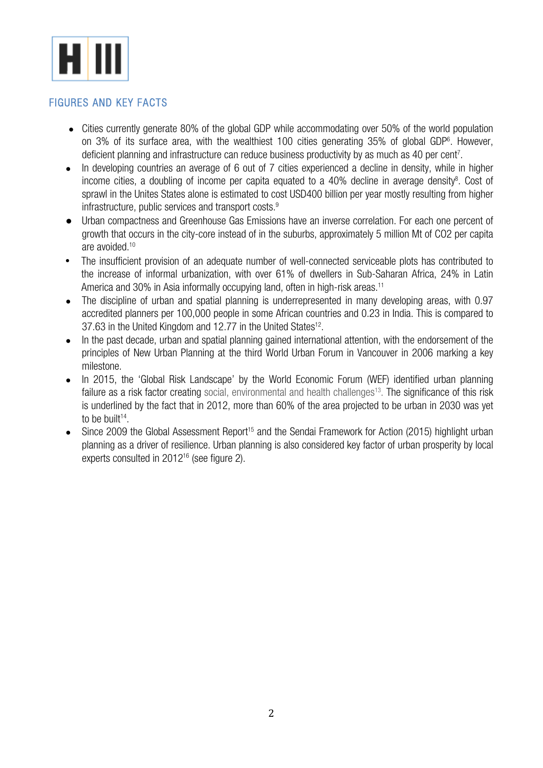## FIGURES AND KEY FACTS

- Cities currently generate 80% of the global GDP while accommodating over 50% of the world population on 3% of its surface area, with the wealthiest 100 cities generating 35% of global GDP[6]. However, deficient planning and infrastructure can reduce business productivity by as much as 40 per cent[7].
- In developing countries an average of 6 out of 7 cities experienced a decline in density, while in higher income cities, a doubling of income per capita equated to a 40% decline in average density[8]. Cost of sprawl in the Unites States alone is estimated to cost USD400 billion per year mostly resulting from higher infrastructure, public services and transport costs.[9]
- Urban compactness and Greenhouse Gas Emissions have an inverse correlation. For each one percent of growth that occurs in the city-core instead of in the suburbs, approximately 5 million Mt of CO2 per capita are avoided.[10]
- The insufficient provision of an adequate number of well-connected serviceable plots has contributed to the increase of informal urbanization, with over 61% of dwellers in Sub-Saharan Africa, 24% in Latin America and 30% in Asia informally occupying land, often in high-risk areas.[11]
- The discipline of urban and spatial planning is underrepresented in many developing areas, with 0.97 accredited planners per 100,000 people in some African countries and 0.23 in India. This is compared to 37.63 in the United Kingdom and 12.77 in the United States[12].
- In the past decade, urban and spatial planning gained international attention, with the endorsement of the principles of New Urban Planning at the third World Urban Forum in Vancouver in 2006 marking a key milestone.
- In 2015, the 'Global Risk Landscape' by the World Economic Forum (WEF) identified urban planning failure as a risk factor creating social, environmental and health challenges[13]. The significance of this risk is underlined by the fact that in 2012, more than 60% of the area projected to be urban in 2030 was yet to be built[14].
- Since 2009 the Global Assessment Report[15] and the Sendai Framework for Action (2015) highlight urban planning as a driver of resilience. Urban planning is also considered key factor of urban prosperity by local experts consulted in 2012[16] (see figure 2).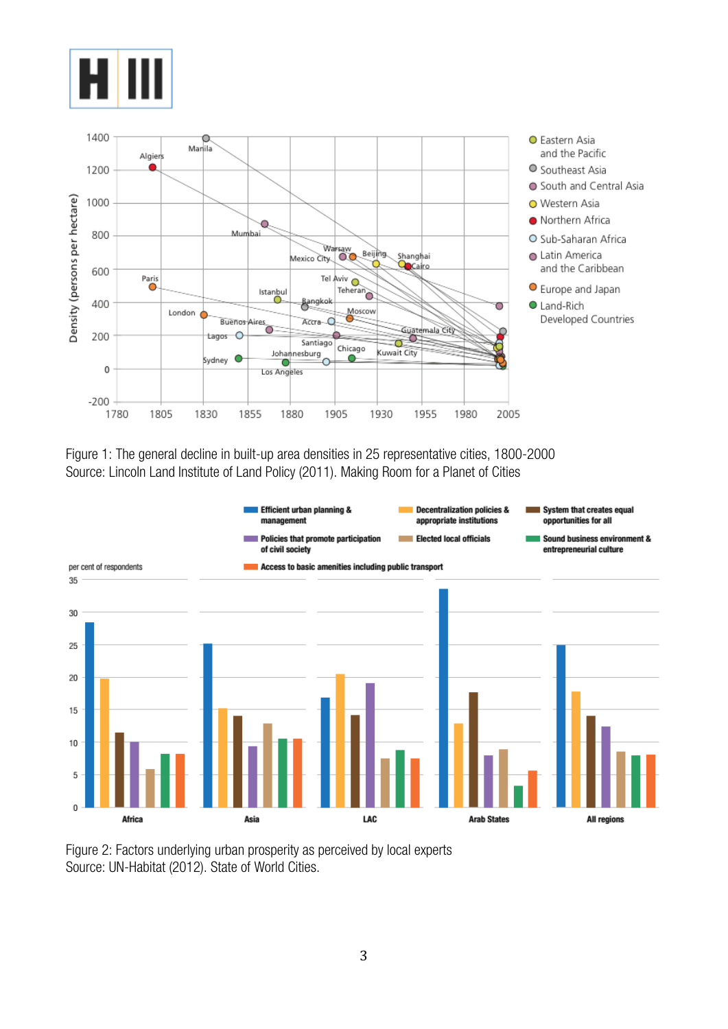Figure 1: The general decline in built-up area densities in 25 representative cities, 1800-2000
Source: Lincoln Land Institute of Land Policy (2011). Making Room for a Planet of Cities

Figure 2: Factors underlying urban prosperity as perceived by local experts
Source: UN-Habitat (2012). State of World Cities.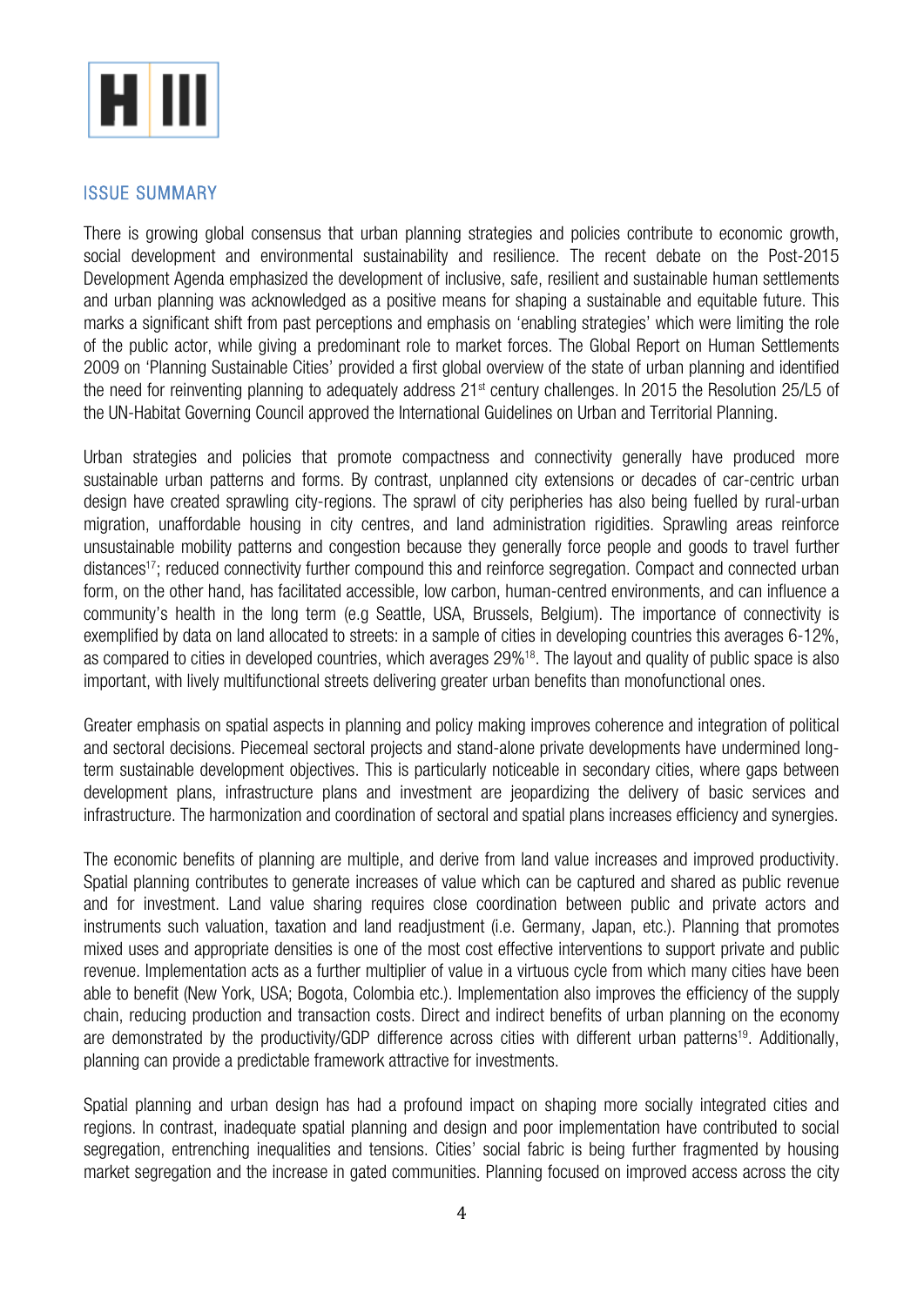## ISSUE SUMMARY

There is growing global consensus that urban planning strategies and policies contribute to economic growth, social development and environmental sustainability and resilience. The recent debate on the Post-2015 Development Agenda emphasized the development of inclusive, safe, resilient and sustainable human settlements and urban planning was acknowledged as a positive means for shaping a sustainable and equitable future. This marks a significant shift from past perceptions and emphasis on 'enabling strategies' which were limiting the role of the public actor, while giving a predominant role to market forces. The Global Report on Human Settlements 2009 on 'Planning Sustainable Cities' provided a first global overview of the state of urban planning and identified the need for reinventing planning to adequately address 21st century challenges. In 2015 the Resolution 25/L5 of the UN-Habitat Governing Council approved the International Guidelines on Urban and Territorial Planning.

Urban strategies and policies that promote compactness and connectivity generally have produced more sustainable urban patterns and forms. By contrast, unplanned city extensions or decades of car-centric urban design have created sprawling city-regions. The sprawl of city peripheries has also being fuelled by rural-urban migration, unaffordable housing in city centres, and land administration rigidities. Sprawling areas reinforce unsustainable mobility patterns and congestion because they generally force people and goods to travel further distances[17]; reduced connectivity further compound this and reinforce segregation. Compact and connected urban form, on the other hand, has facilitated accessible, low carbon, human-centred environments, and can influence a community's health in the long term (e.g Seattle, USA, Brussels, Belgium). The importance of connectivity is exemplified by data on land allocated to streets: in a sample of cities in developing countries this averages 6-12%, as compared to cities in developed countries, which averages 29%[18]. The layout and quality of public space is also important, with lively multifunctional streets delivering greater urban benefits than monofunctional ones.

Greater emphasis on spatial aspects in planning and policy making improves coherence and integration of political and sectoral decisions. Piecemeal sectoral projects and stand-alone private developments have undermined long-term sustainable development objectives. This is particularly noticeable in secondary cities, where gaps between development plans, infrastructure plans and investment are jeopardizing the delivery of basic services and infrastructure. The harmonization and coordination of sectoral and spatial plans increases efficiency and synergies.

The economic benefits of planning are multiple, and derive from land value increases and improved productivity. Spatial planning contributes to generate increases of value which can be captured and shared as public revenue and for investment. Land value sharing requires close coordination between public and private actors and instruments such valuation, taxation and land readjustment (i.e. Germany, Japan, etc.). Planning that promotes mixed uses and appropriate densities is one of the most cost effective interventions to support private and public revenue. Implementation acts as a further multiplier of value in a virtuous cycle from which many cities have been able to benefit (New York, USA; Bogota, Colombia etc.). Implementation also improves the efficiency of the supply chain, reducing production and transaction costs. Direct and indirect benefits of urban planning on the economy are demonstrated by the productivity/GDP difference across cities with different urban patterns[19]. Additionally, planning can provide a predictable framework attractive for investments.

Spatial planning and urban design has had a profound impact on shaping more socially integrated cities and regions. In contrast, inadequate spatial planning and design and poor implementation have contributed to social segregation, entrenching inequalities and tensions. Cities' social fabric is being further fragmented by housing market segregation and the increase in gated communities. Planning focused on improved access across the city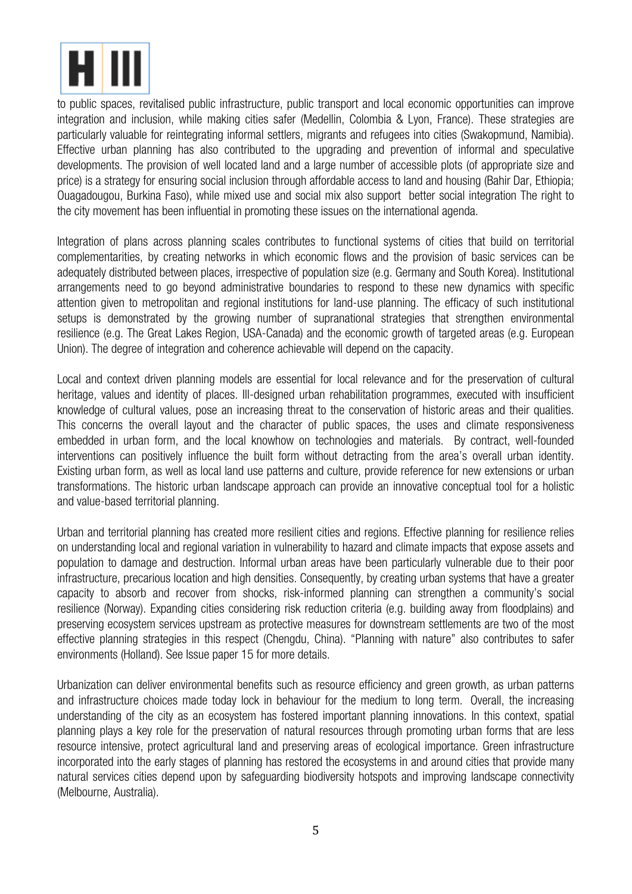to public spaces, revitalised public infrastructure, public transport and local economic opportunities can improve integration and inclusion, while making cities safer (Medellin, Colombia & Lyon, France). These strategies are particularly valuable for reintegrating informal settlers, migrants and refugees into cities (Swakopmund, Namibia). Effective urban planning has also contributed to the upgrading and prevention of informal and speculative developments. The provision of well located land and a large number of accessible plots (of appropriate size and price) is a strategy for ensuring social inclusion through affordable access to land and housing (Bahir Dar, Ethiopia; Ouagadougou, Burkina Faso), while mixed use and social mix also support better social integration The right to the city movement has been influential in promoting these issues on the international agenda.

Integration of plans across planning scales contributes to functional systems of cities that build on territorial complementarities, by creating networks in which economic flows and the provision of basic services can be adequately distributed between places, irrespective of population size (e.g. Germany and South Korea). Institutional arrangements need to go beyond administrative boundaries to respond to these new dynamics with specific attention given to metropolitan and regional institutions for land-use planning. The efficacy of such institutional setups is demonstrated by the growing number of supranational strategies that strengthen environmental resilience (e.g. The Great Lakes Region, USA-Canada) and the economic growth of targeted areas (e.g. European Union). The degree of integration and coherence achievable will depend on the capacity.

Local and context driven planning models are essential for local relevance and for the preservation of cultural heritage, values and identity of places. Ill-designed urban rehabilitation programmes, executed with insufficient knowledge of cultural values, pose an increasing threat to the conservation of historic areas and their qualities. This concerns the overall layout and the character of public spaces, the uses and climate responsiveness embedded in urban form, and the local knowhow on technologies and materials. By contract, well-founded interventions can positively influence the built form without detracting from the area's overall urban identity. Existing urban form, as well as local land use patterns and culture, provide reference for new extensions or urban transformations. The historic urban landscape approach can provide an innovative conceptual tool for a holistic and value-based territorial planning.

Urban and territorial planning has created more resilient cities and regions. Effective planning for resilience relies on understanding local and regional variation in vulnerability to hazard and climate impacts that expose assets and population to damage and destruction. Informal urban areas have been particularly vulnerable due to their poor infrastructure, precarious location and high densities. Consequently, by creating urban systems that have a greater capacity to absorb and recover from shocks, risk-informed planning can strengthen a community's social resilience (Norway). Expanding cities considering risk reduction criteria (e.g. building away from floodplains) and preserving ecosystem services upstream as protective measures for downstream settlements are two of the most effective planning strategies in this respect (Chengdu, China). "Planning with nature" also contributes to safer environments (Holland). See Issue paper 15 for more details.

Urbanization can deliver environmental benefits such as resource efficiency and green growth, as urban patterns and infrastructure choices made today lock in behaviour for the medium to long term. Overall, the increasing understanding of the city as an ecosystem has fostered important planning innovations. In this context, spatial planning plays a key role for the preservation of natural resources through promoting urban forms that are less resource intensive, protect agricultural land and preserving areas of ecological importance. Green infrastructure incorporated into the early stages of planning has restored the ecosystems in and around cities that provide many natural services cities depend upon by safeguarding biodiversity hotspots and improving landscape connectivity (Melbourne, Australia).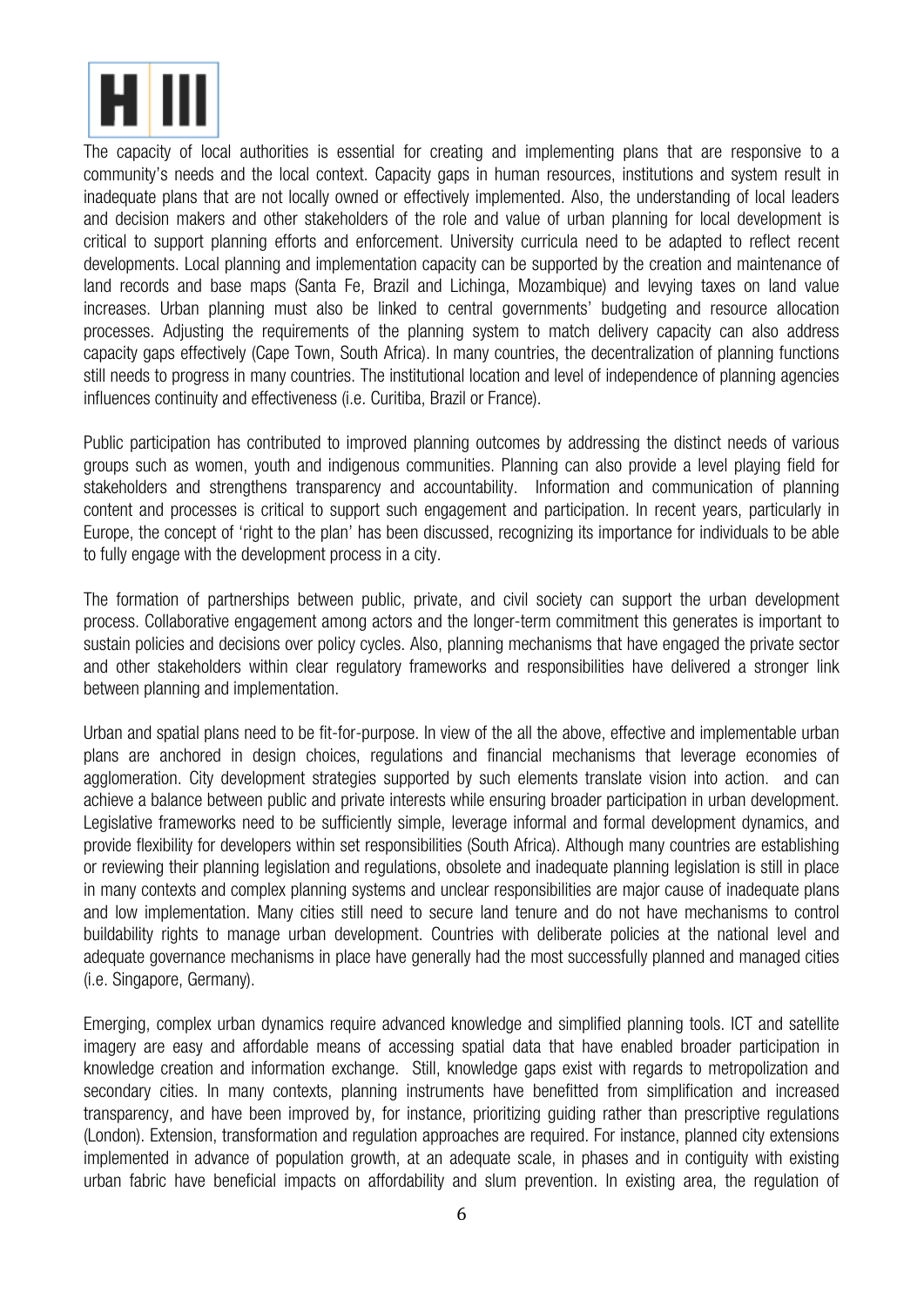The capacity of local authorities is essential for creating and implementing plans that are responsive to a community's needs and the local context. Capacity gaps in human resources, institutions and system result in inadequate plans that are not locally owned or effectively implemented. Also, the understanding of local leaders and decision makers and other stakeholders of the role and value of urban planning for local development is critical to support planning efforts and enforcement. University curricula need to be adapted to reflect recent developments. Local planning and implementation capacity can be supported by the creation and maintenance of land records and base maps (Santa Fe, Brazil and Lichinga, Mozambique) and levying taxes on land value increases. Urban planning must also be linked to central governments' budgeting and resource allocation processes. Adjusting the requirements of the planning system to match delivery capacity can also address capacity gaps effectively (Cape Town, South Africa). In many countries, the decentralization of planning functions still needs to progress in many countries. The institutional location and level of independence of planning agencies influences continuity and effectiveness (i.e. Curitiba, Brazil or France).

Public participation has contributed to improved planning outcomes by addressing the distinct needs of various groups such as women, youth and indigenous communities. Planning can also provide a level playing field for stakeholders and strengthens transparency and accountability. Information and communication of planning content and processes is critical to support such engagement and participation. In recent years, particularly in Europe, the concept of 'right to the plan' has been discussed, recognizing its importance for individuals to be able to fully engage with the development process in a city.

The formation of partnerships between public, private, and civil society can support the urban development process. Collaborative engagement among actors and the longer-term commitment this generates is important to sustain policies and decisions over policy cycles. Also, planning mechanisms that have engaged the private sector and other stakeholders within clear regulatory frameworks and responsibilities have delivered a stronger link between planning and implementation.

Urban and spatial plans need to be fit-for-purpose. In view of the all the above, effective and implementable urban plans are anchored in design choices, regulations and financial mechanisms that leverage economies of agglomeration. City development strategies supported by such elements translate vision into action. and can achieve a balance between public and private interests while ensuring broader participation in urban development. Legislative frameworks need to be sufficiently simple, leverage informal and formal development dynamics, and provide flexibility for developers within set responsibilities (South Africa). Although many countries are establishing or reviewing their planning legislation and regulations, obsolete and inadequate planning legislation is still in place in many contexts and complex planning systems and unclear responsibilities are major cause of inadequate plans and low implementation. Many cities still need to secure land tenure and do not have mechanisms to control buildability rights to manage urban development. Countries with deliberate policies at the national level and adequate governance mechanisms in place have generally had the most successfully planned and managed cities (i.e. Singapore, Germany).

Emerging, complex urban dynamics require advanced knowledge and simplified planning tools. ICT and satellite imagery are easy and affordable means of accessing spatial data that have enabled broader participation in knowledge creation and information exchange. Still, knowledge gaps exist with regards to metropolization and secondary cities. In many contexts, planning instruments have benefitted from simplification and increased transparency, and have been improved by, for instance, prioritizing guiding rather than prescriptive regulations (London). Extension, transformation and regulation approaches are required. For instance, planned city extensions implemented in advance of population growth, at an adequate scale, in phases and in contiguity with existing urban fabric have beneficial impacts on affordability and slum prevention. In existing area, the regulation of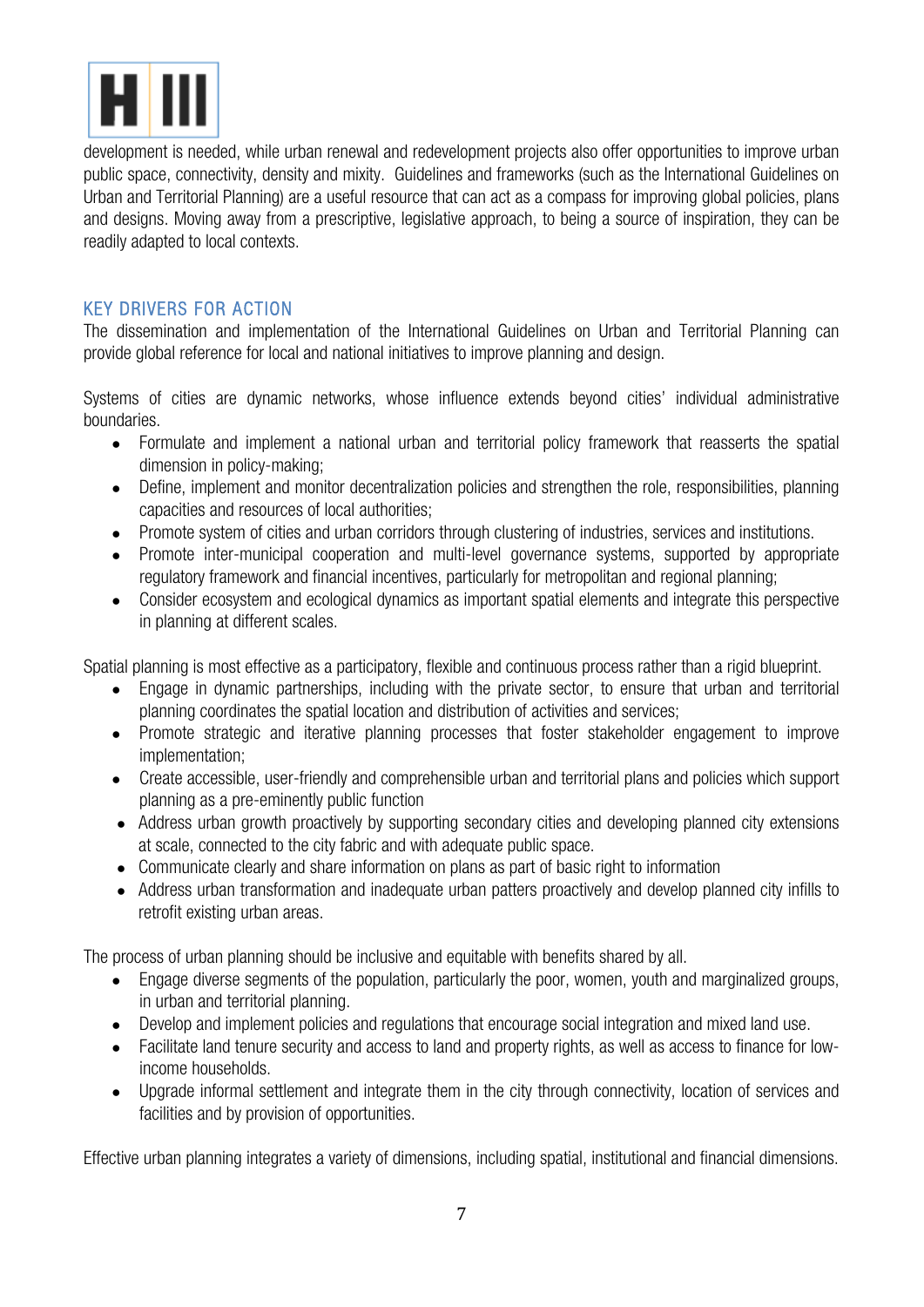development is needed, while urban renewal and redevelopment projects also offer opportunities to improve urban public space, connectivity, density and mixity. Guidelines and frameworks (such as the International Guidelines on Urban and Territorial Planning) are a useful resource that can act as a compass for improving global policies, plans and designs. Moving away from a prescriptive, legislative approach, to being a source of inspiration, they can be readily adapted to local contexts.

## KEY DRIVERS FOR ACTION

The dissemination and implementation of the International Guidelines on Urban and Territorial Planning can provide global reference for local and national initiatives to improve planning and design.

Systems of cities are dynamic networks, whose influence extends beyond cities' individual administrative boundaries.

- Formulate and implement a national urban and territorial policy framework that reasserts the spatial dimension in policy-making;
- Define, implement and monitor decentralization policies and strengthen the role, responsibilities, planning capacities and resources of local authorities;
- Promote system of cities and urban corridors through clustering of industries, services and institutions.
- Promote inter-municipal cooperation and multi-level governance systems, supported by appropriate regulatory framework and financial incentives, particularly for metropolitan and regional planning;
- Consider ecosystem and ecological dynamics as important spatial elements and integrate this perspective in planning at different scales.

Spatial planning is most effective as a participatory, flexible and continuous process rather than a rigid blueprint.

- Engage in dynamic partnerships, including with the private sector, to ensure that urban and territorial planning coordinates the spatial location and distribution of activities and services;
- Promote strategic and iterative planning processes that foster stakeholder engagement to improve implementation;
- Create accessible, user-friendly and comprehensible urban and territorial plans and policies which support planning as a pre-eminently public function
- Address urban growth proactively by supporting secondary cities and developing planned city extensions at scale, connected to the city fabric and with adequate public space.
- Communicate clearly and share information on plans as part of basic right to information
- Address urban transformation and inadequate urban patters proactively and develop planned city infills to retrofit existing urban areas.

The process of urban planning should be inclusive and equitable with benefits shared by all.

- Engage diverse segments of the population, particularly the poor, women, youth and marginalized groups, in urban and territorial planning.
- Develop and implement policies and regulations that encourage social integration and mixed land use.
- Facilitate land tenure security and access to land and property rights, as well as access to finance for low-income households.
- Upgrade informal settlement and integrate them in the city through connectivity, location of services and facilities and by provision of opportunities.

Effective urban planning integrates a variety of dimensions, including spatial, institutional and financial dimensions.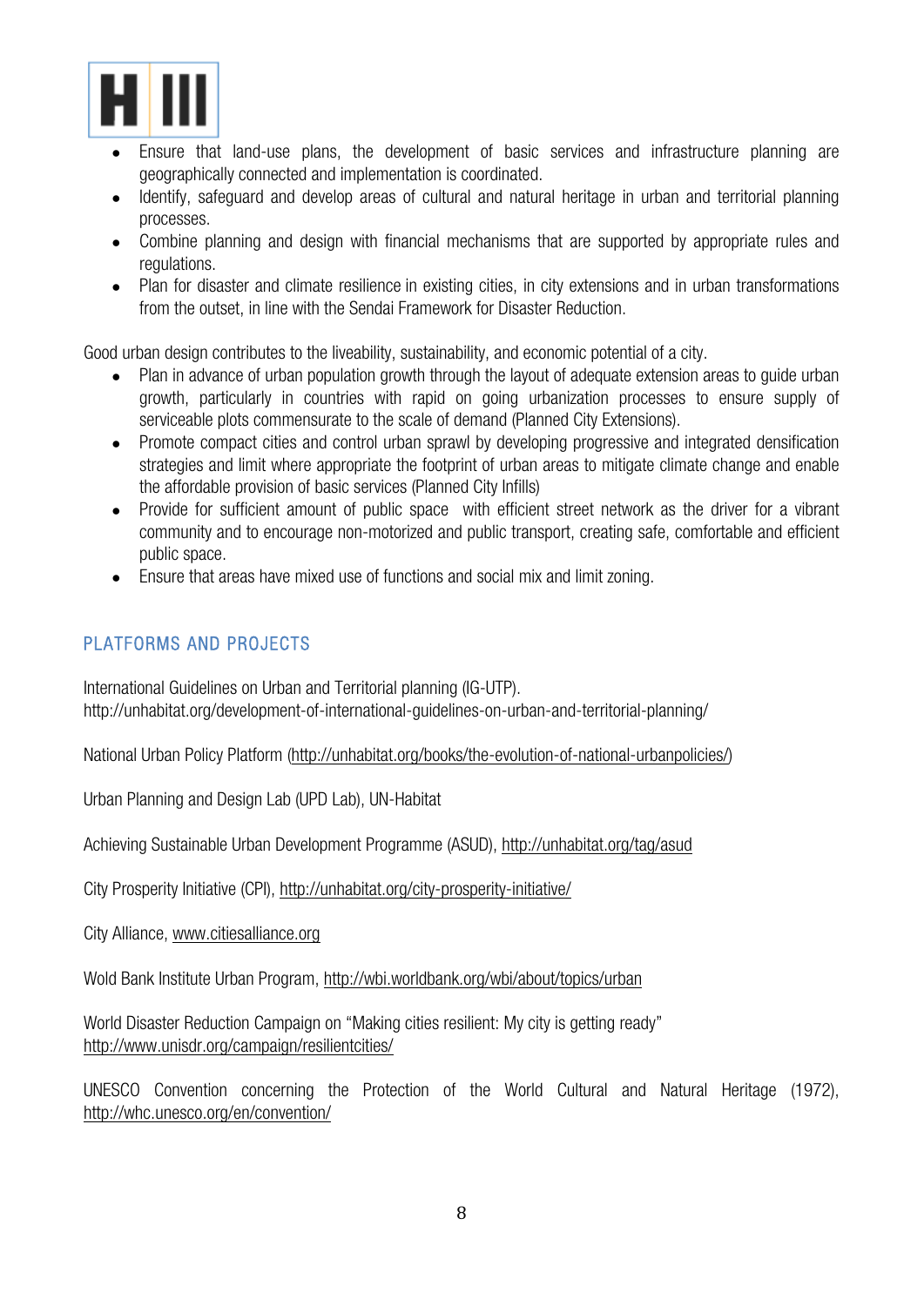- Ensure that land-use plans, the development of basic services and infrastructure planning are geographically connected and implementation is coordinated.
- Identify, safeguard and develop areas of cultural and natural heritage in urban and territorial planning processes.
- Combine planning and design with financial mechanisms that are supported by appropriate rules and regulations.
- Plan for disaster and climate resilience in existing cities, in city extensions and in urban transformations from the outset, in line with the Sendai Framework for Disaster Reduction.

Good urban design contributes to the liveability, sustainability, and economic potential of a city.

- Plan in advance of urban population growth through the layout of adequate extension areas to guide urban growth, particularly in countries with rapid on going urbanization processes to ensure supply of serviceable plots commensurate to the scale of demand (Planned City Extensions).
- Promote compact cities and control urban sprawl by developing progressive and integrated densification strategies and limit where appropriate the footprint of urban areas to mitigate climate change and enable the affordable provision of basic services (Planned City Infills)
- Provide for sufficient amount of public space with efficient street network as the driver for a vibrant community and to encourage non-motorized and public transport, creating safe, comfortable and efficient public space.
- Ensure that areas have mixed use of functions and social mix and limit zoning.

## PLATFORMS AND PROJECTS

International Guidelines on Urban and Territorial planning (IG-UTP). http://unhabitat.org/development-of-international-guidelines-on-urban-and-territorial-planning/

National Urban Policy Platform (http://unhabitat.org/books/the-evolution-of-national-urbanpolicies/)

Urban Planning and Design Lab (UPD Lab), UN-Habitat

Achieving Sustainable Urban Development Programme (ASUD), http://unhabitat.org/tag/asud

City Prosperity Initiative (CPI), http://unhabitat.org/city-prosperity-initiative/

City Alliance, www.citiesalliance.org

Wold Bank Institute Urban Program, http://wbi.worldbank.org/wbi/about/topics/urban

World Disaster Reduction Campaign on "Making cities resilient: My city is getting ready" http://www.unisdr.org/campaign/resilientcities/

UNESCO Convention concerning the Protection of the World Cultural and Natural Heritage (1972), http://whc.unesco.org/en/convention/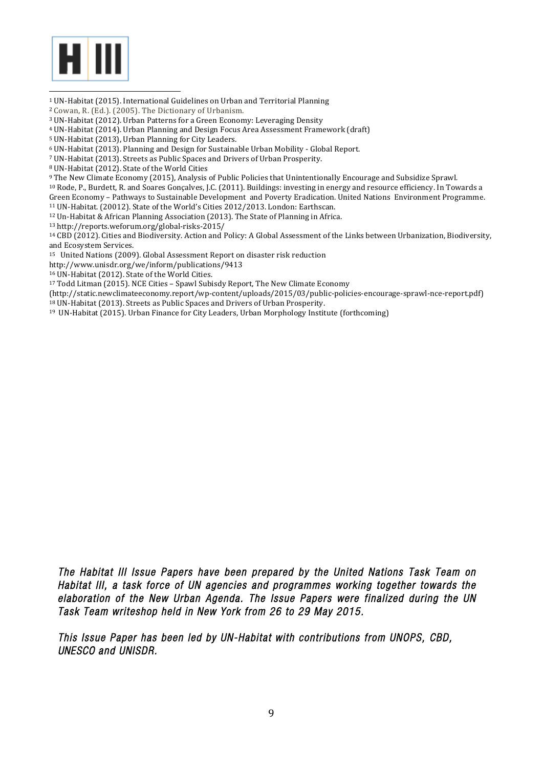[1] UN-Habitat (2015). International Guidelines on Urban and Territorial Planning

[2] Cowan, R. (Ed.). (2005). The Dictionary of Urbanism.

[3] UN-Habitat (2012). Urban Patterns for a Green Economy: Leveraging Density

[4] UN-Habitat (2014). Urban Planning and Design Focus Area Assessment Framework (draft)

[5] UN-Habitat (2013), Urban Planning for City Leaders.

[6] UN-Habitat (2013). Planning and Design for Sustainable Urban Mobility - Global Report.

[7] UN-Habitat (2013). Streets as Public Spaces and Drivers of Urban Prosperity.

[8] UN-Habitat (2012). State of the World Cities

[9] The New Climate Economy (2015), Analysis of Public Policies that Unintentionally Encourage and Subsidize Sprawl.

[10] Rode, P., Burdett, R. and Soares Gonçalves, J.C. (2011). Buildings: investing in energy and resource efficiency. In Towards a Green Economy – Pathways to Sustainable Development and Poverty Eradication. United Nations Environment Programme.

[11] UN-Habitat. (20012). State of the World's Cities 2012/2013. London: Earthscan.

[12] Un-Habitat & African Planning Association (2013). The State of Planning in Africa.

[13] http://reports.weforum.org/global-risks-2015/

[14] CBD (2012). Cities and Biodiversity. Action and Policy: A Global Assessment of the Links between Urbanization, Biodiversity, and Ecosystem Services.

[15] United Nations (2009). Global Assessment Report on disaster risk reduction http://www.unisdr.org/we/inform/publications/9413

[16] UN-Habitat (2012). State of the World Cities.

[17] Todd Litman (2015). NCE Cities – Spawl Subisdy Report, The New Climate Economy (http://static.newclimateeconomy.report/wp-content/uploads/2015/03/public-policies-encourage-sprawl-nce-report.pdf)

[18] UN-Habitat (2013). Streets as Public Spaces and Drivers of Urban Prosperity.

[19] UN-Habitat (2015). Urban Finance for City Leaders, Urban Morphology Institute (forthcoming)

*The Habitat III Issue Papers have been prepared by the United Nations Task Team on Habitat III, a task force of UN agencies and programmes working together towards the elaboration of the New Urban Agenda. The Issue Papers were finalized during the UN Task Team writeshop held in New York from 26 to 29 May 2015.*

*This Issue Paper has been led by UN-Habitat with contributions from UNOPS, CBD, UNESCO and UNISDR.*